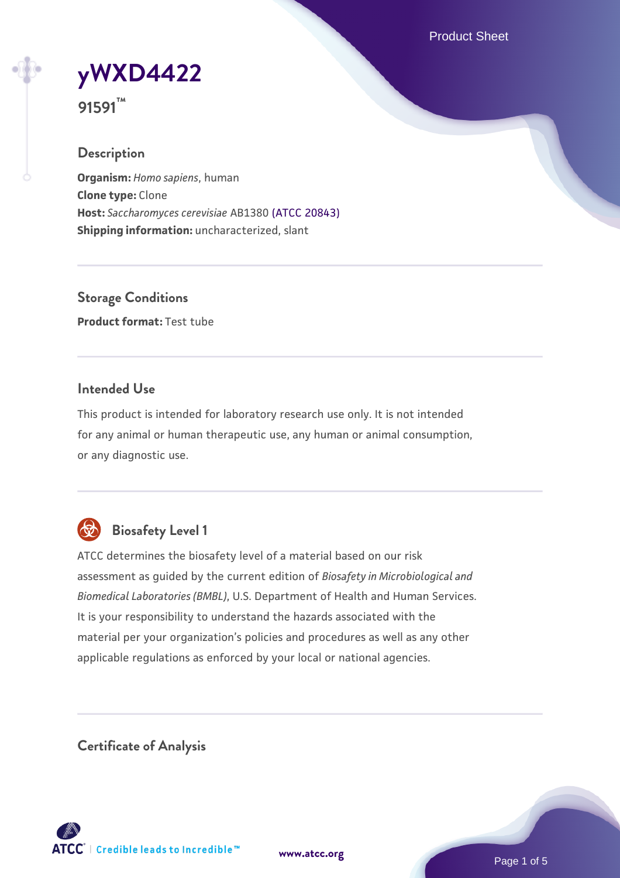# yWXD4422

**91591™**

## Description

**Organism:** *Homo sapiens*, human
**Clone type:** Clone
**Host:** *Saccharomyces cerevisiae* AB1380 (ATCC 20843)
**Shipping information:** uncharacterized, slant

## Storage Conditions

**Product format:** Test tube

## Intended Use

This product is intended for laboratory research use only. It is not intended for any animal or human therapeutic use, any human or animal consumption, or any diagnostic use.

## Biosafety Level 1

ATCC determines the biosafety level of a material based on our risk assessment as guided by the current edition of *Biosafety in Microbiological and Biomedical Laboratories (BMBL)*, U.S. Department of Health and Human Services. It is your responsibility to understand the hazards associated with the material per your organization's policies and procedures as well as any other applicable regulations as enforced by your local or national agencies.

## Certificate of Analysis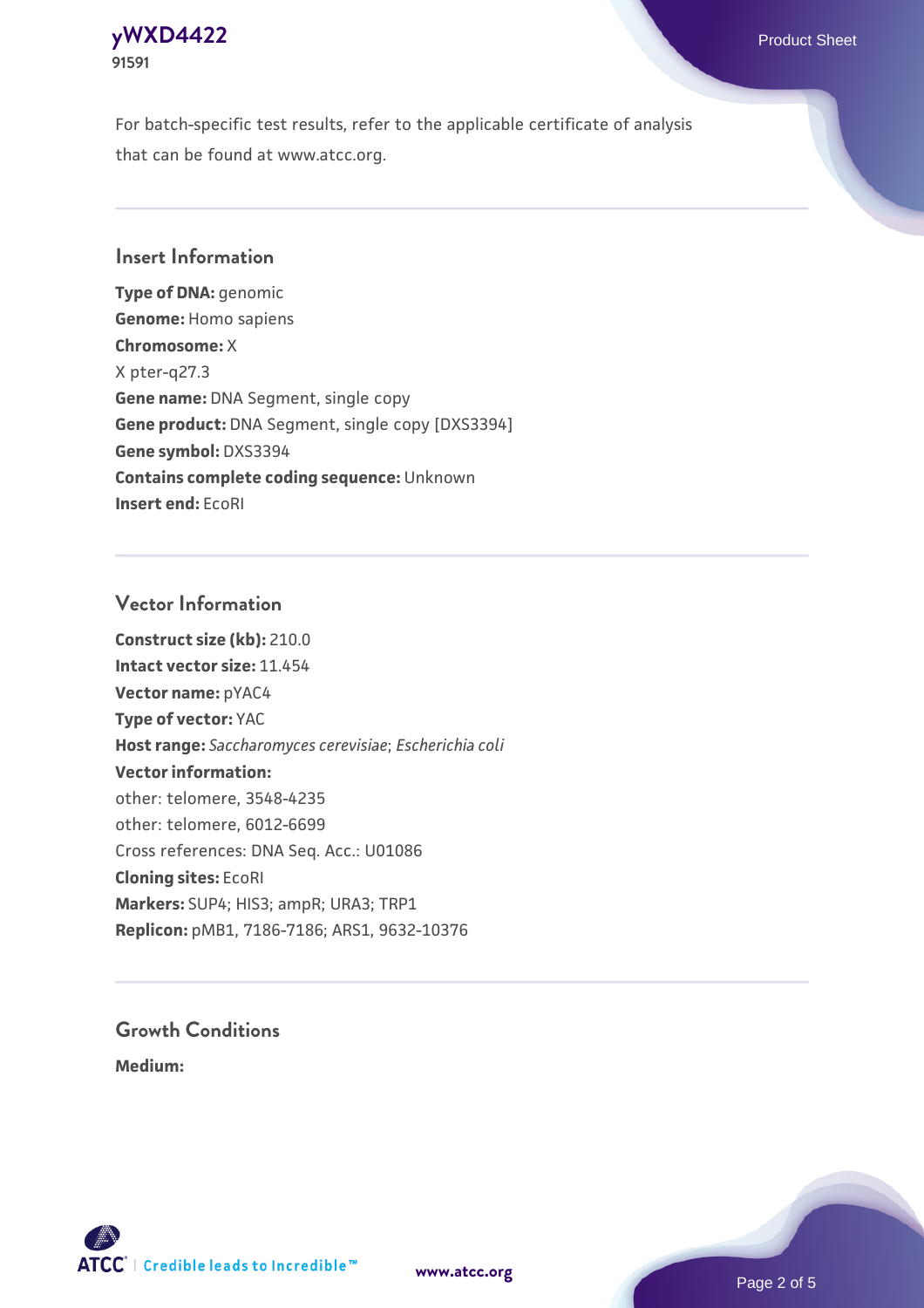For batch-specific test results, refer to the applicable certificate of analysis that can be found at www.atcc.org.

## Insert Information

**Type of DNA:** genomic
**Genome:** Homo sapiens
**Chromosome:** X
X pter-q27.3
**Gene name:** DNA Segment, single copy
**Gene product:** DNA Segment, single copy [DXS3394]
**Gene symbol:** DXS3394
**Contains complete coding sequence:** Unknown
**Insert end:** EcoRI

## Vector Information

**Construct size (kb):** 210.0
**Intact vector size:** 11.454
**Vector name:** pYAC4
**Type of vector:** YAC
**Host range:** *Saccharomyces cerevisiae*; *Escherichia coli*
**Vector information:**
other: telomere, 3548-4235
other: telomere, 6012-6699
Cross references: DNA Seq. Acc.: U01086
**Cloning sites:** EcoRI
**Markers:** SUP4; HIS3; ampR; URA3; TRP1
**Replicon:** pMB1, 7186-7186; ARS1, 9632-10376

## Growth Conditions

**Medium:**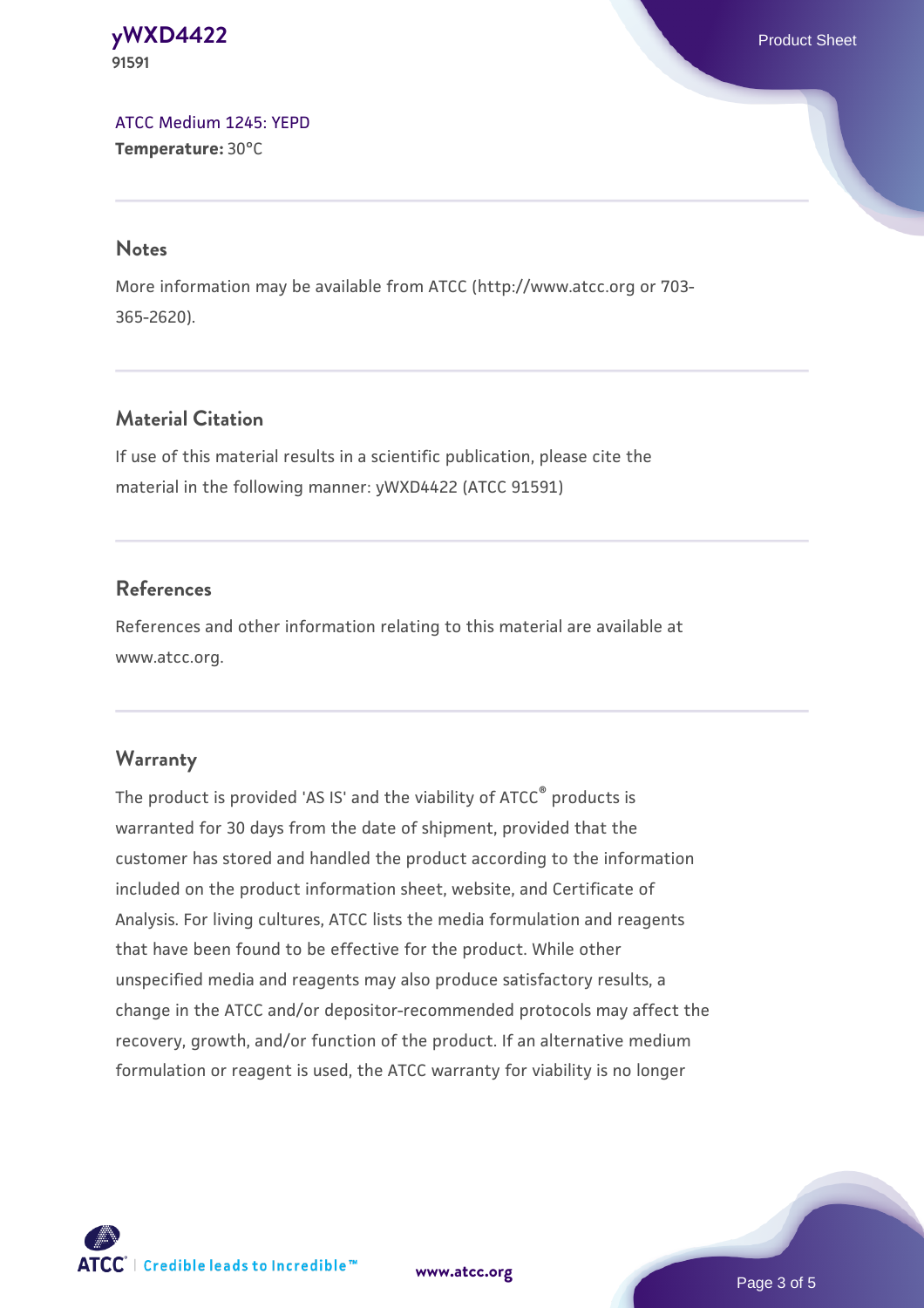ATCC Medium 1245: YEPD
**Temperature:** 30°C

## Notes

More information may be available from ATCC (http://www.atcc.org or 703-365-2620).

## Material Citation

If use of this material results in a scientific publication, please cite the material in the following manner: yWXD4422 (ATCC 91591)

## References

References and other information relating to this material are available at www.atcc.org.

## Warranty

The product is provided 'AS IS' and the viability of ATCC® products is warranted for 30 days from the date of shipment, provided that the customer has stored and handled the product according to the information included on the product information sheet, website, and Certificate of Analysis. For living cultures, ATCC lists the media formulation and reagents that have been found to be effective for the product. While other unspecified media and reagents may also produce satisfactory results, a change in the ATCC and/or depositor-recommended protocols may affect the recovery, growth, and/or function of the product. If an alternative medium formulation or reagent is used, the ATCC warranty for viability is no longer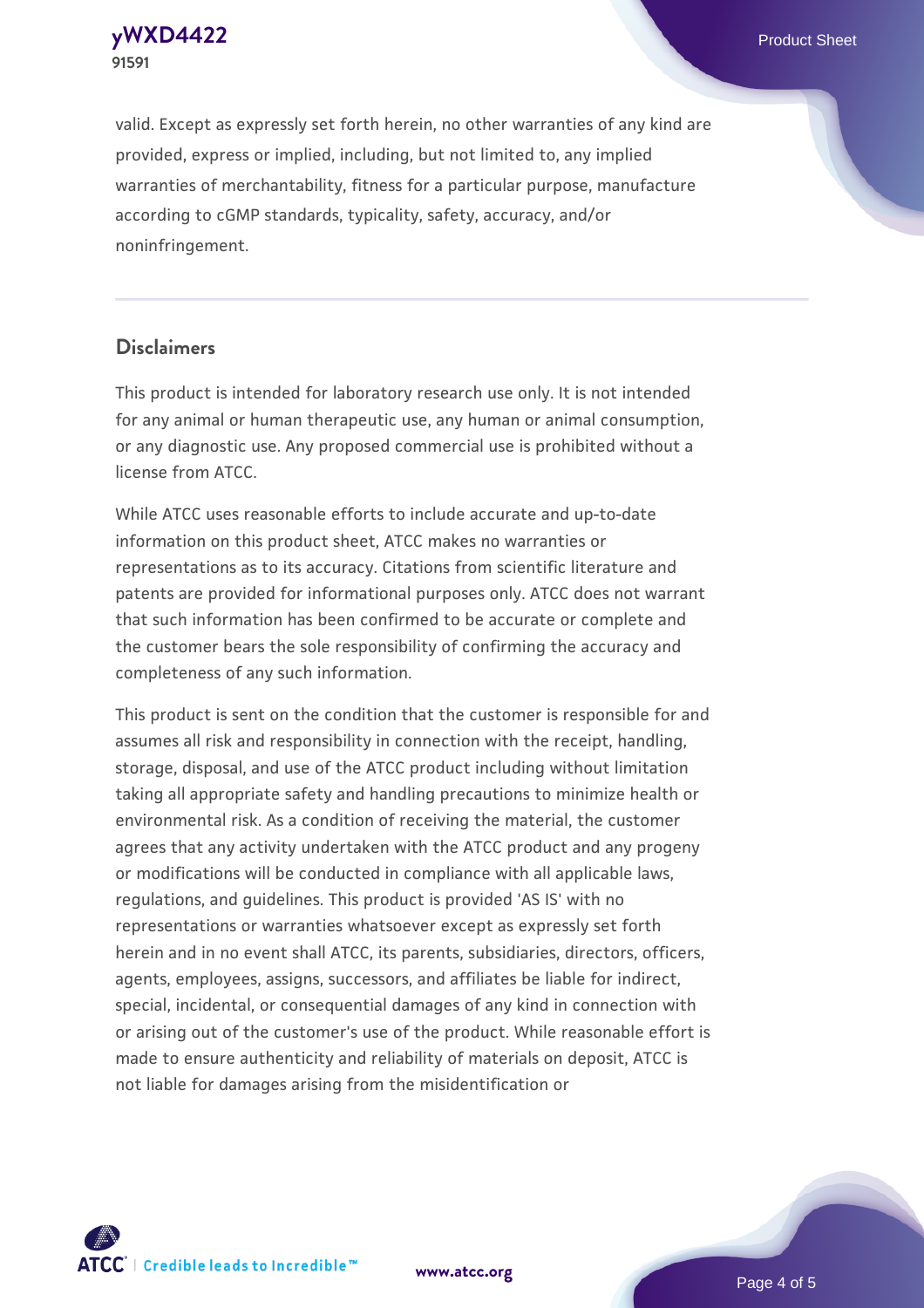valid. Except as expressly set forth herein, no other warranties of any kind are provided, express or implied, including, but not limited to, any implied warranties of merchantability, fitness for a particular purpose, manufacture according to cGMP standards, typicality, safety, accuracy, and/or noninfringement.

## Disclaimers

This product is intended for laboratory research use only. It is not intended for any animal or human therapeutic use, any human or animal consumption, or any diagnostic use. Any proposed commercial use is prohibited without a license from ATCC.

While ATCC uses reasonable efforts to include accurate and up-to-date information on this product sheet, ATCC makes no warranties or representations as to its accuracy. Citations from scientific literature and patents are provided for informational purposes only. ATCC does not warrant that such information has been confirmed to be accurate or complete and the customer bears the sole responsibility of confirming the accuracy and completeness of any such information.

This product is sent on the condition that the customer is responsible for and assumes all risk and responsibility in connection with the receipt, handling, storage, disposal, and use of the ATCC product including without limitation taking all appropriate safety and handling precautions to minimize health or environmental risk. As a condition of receiving the material, the customer agrees that any activity undertaken with the ATCC product and any progeny or modifications will be conducted in compliance with all applicable laws, regulations, and guidelines. This product is provided 'AS IS' with no representations or warranties whatsoever except as expressly set forth herein and in no event shall ATCC, its parents, subsidiaries, directors, officers, agents, employees, assigns, successors, and affiliates be liable for indirect, special, incidental, or consequential damages of any kind in connection with or arising out of the customer's use of the product. While reasonable effort is made to ensure authenticity and reliability of materials on deposit, ATCC is not liable for damages arising from the misidentification or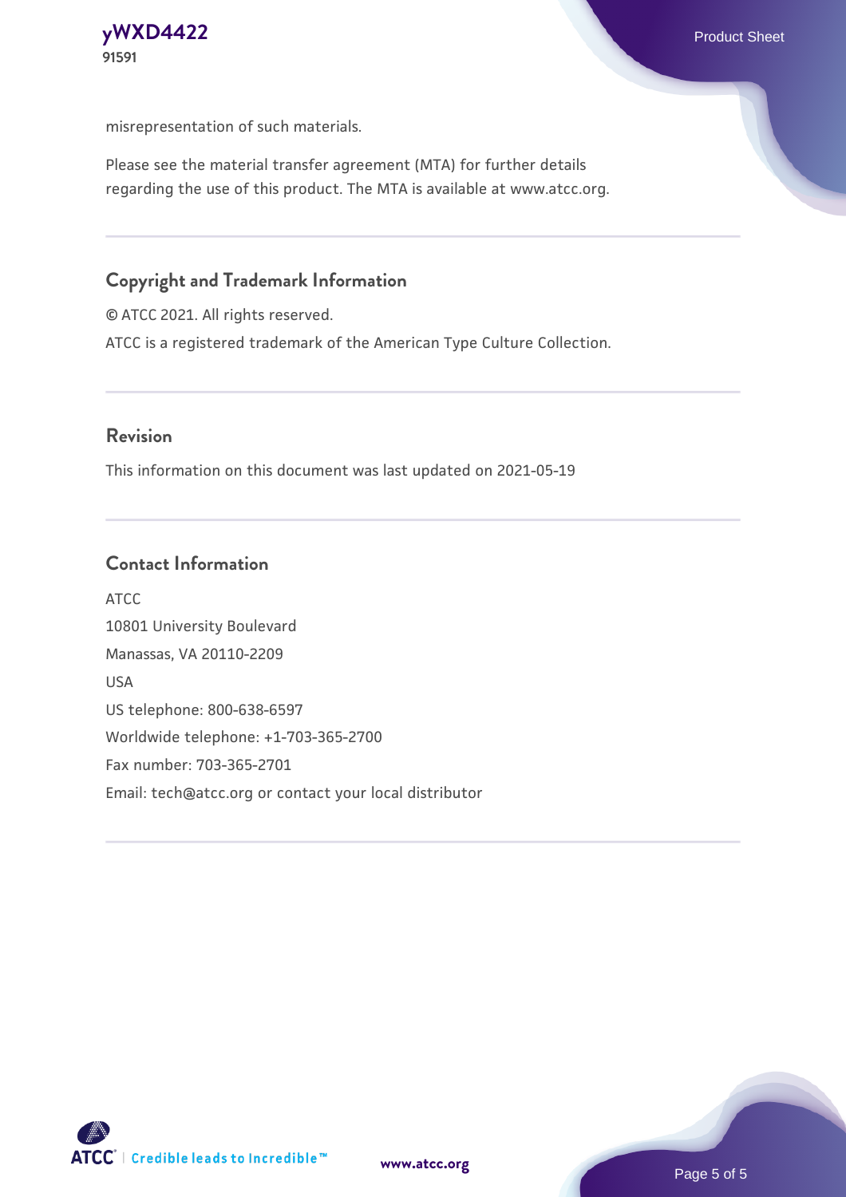misrepresentation of such materials.

Please see the material transfer agreement (MTA) for further details regarding the use of this product. The MTA is available at www.atcc.org.

## Copyright and Trademark Information

© ATCC 2021. All rights reserved.

ATCC is a registered trademark of the American Type Culture Collection.

## Revision

This information on this document was last updated on 2021-05-19

## Contact Information

ATCC
10801 University Boulevard
Manassas, VA 20110-2209
USA
US telephone: 800-638-6597
Worldwide telephone: +1-703-365-2700
Fax number: 703-365-2701
Email: tech@atcc.org or contact your local distributor